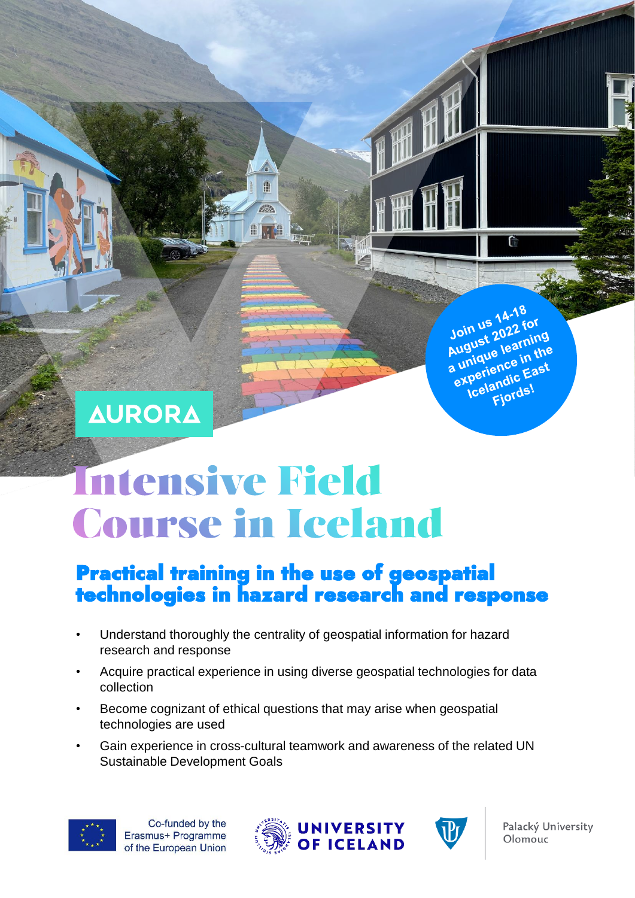Join us 14-18 August 2022 for a unique learning experience in the Icelandic East Fjords!

AURORA

# Intensive Field Course in Iceland

## Practical training in the use of geospatial technologies in hazard research and response

- Understand thoroughly the centrality of geospatial information for hazard research and response
- Acquire practical experience in using diverse geospatial technologies for data collection
- Become cognizant of ethical questions that may arise when geospatial technologies are used
- Gain experience in cross-cultural teamwork and awareness of the related UN Sustainable Development Goals

Co-funded by the Erasmus+ Programme of the European Union

UNIVERSITY OF ICELAND

Palacký University Olomouc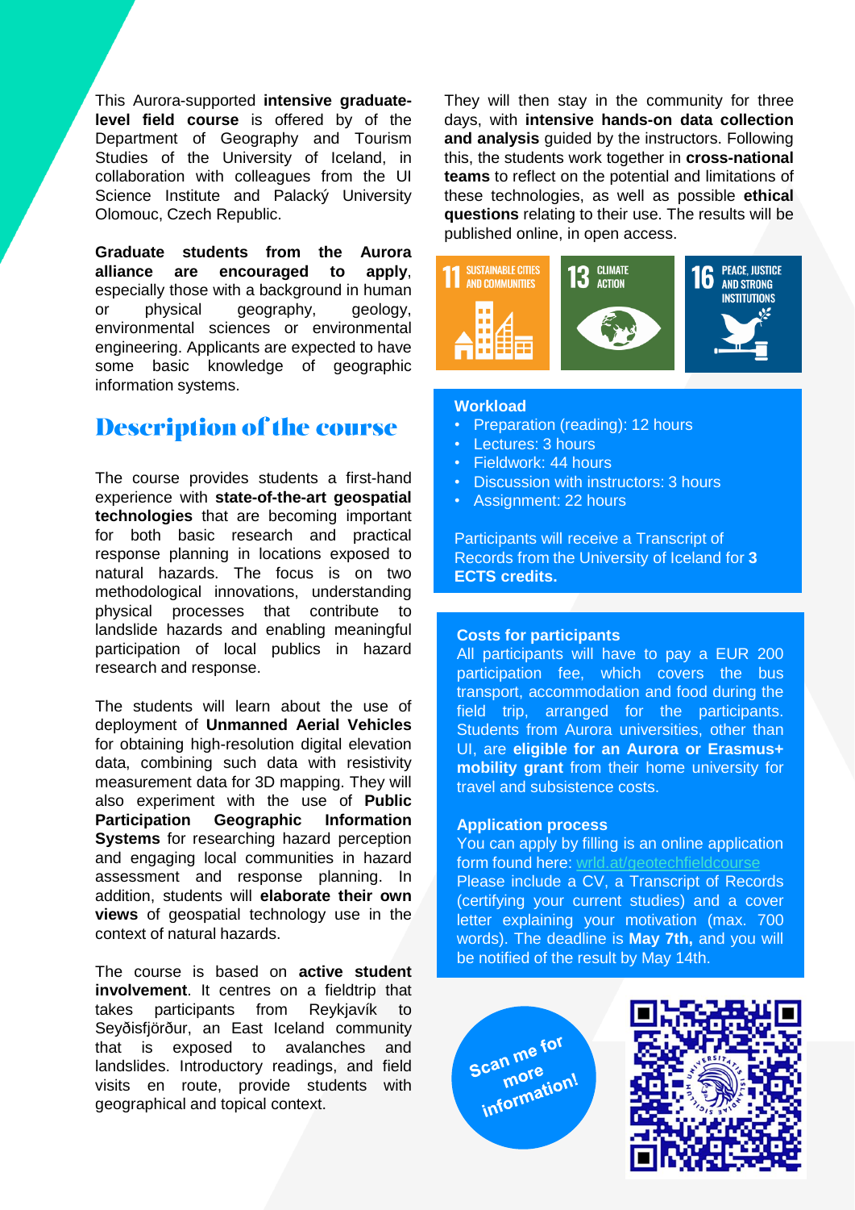This Aurora-supported **intensive graduate-level field course** is offered by of the Department of Geography and Tourism Studies of the University of Iceland, in collaboration with colleagues from the UI Science Institute and Palacký University Olomouc, Czech Republic.

**Graduate students from the Aurora alliance are encouraged to apply**, especially those with a background in human or physical geography, geology, environmental sciences or environmental engineering. Applicants are expected to have some basic knowledge of geographic information systems.

## Description of the course

The course provides students a first-hand experience with **state-of-the-art geospatial technologies** that are becoming important for both basic research and practical response planning in locations exposed to natural hazards. The focus is on two methodological innovations, understanding physical processes that contribute to landslide hazards and enabling meaningful participation of local publics in hazard research and response.

The students will learn about the use of deployment of **Unmanned Aerial Vehicles** for obtaining high-resolution digital elevation data, combining such data with resistivity measurement data for 3D mapping. They will also experiment with the use of **Public Participation Geographic Information Systems** for researching hazard perception and engaging local communities in hazard assessment and response planning. In addition, students will **elaborate their own views** of geospatial technology use in the context of natural hazards.

The course is based on **active student involvement**. It centres on a fieldtrip that takes participants from Reykjavík to Seyðisfjörður, an East Iceland community that is exposed to avalanches and landslides. Introductory readings, and field visits en route, provide students with geographical and topical context.

They will then stay in the community for three days, with **intensive hands-on data collection and analysis** guided by the instructors. Following this, the students work together in **cross-national teams** to reflect on the potential and limitations of these technologies, as well as possible **ethical questions** relating to their use. The results will be published online, in open access.

11 SUSTAINABLE CITIES AND COMMUNITIES

13 CLIMATE ACTION

16 PEACE, JUSTICE AND STRONG INSTITUTIONS

### Workload

- Preparation (reading): 12 hours
- Lectures: 3 hours
- Fieldwork: 44 hours
- Discussion with instructors: 3 hours
- Assignment: 22 hours

Participants will receive a Transcript of Records from the University of Iceland for **3 ECTS credits.**

### Costs for participants

All participants will have to pay a EUR 200 participation fee, which covers the bus transport, accommodation and food during the field trip, arranged for the participants. Students from Aurora universities, other than UI, are **eligible for an Aurora or Erasmus+ mobility grant** from their home university for travel and subsistence costs.

### Application process

You can apply by filling is an online application form found here: wrld.at/geotechfieldcourse
Please include a CV, a Transcript of Records (certifying your current studies) and a cover letter explaining your motivation (max. 700 words). The deadline is **May 7th,** and you will be notified of the result by May 14th.

Scan me for more information!